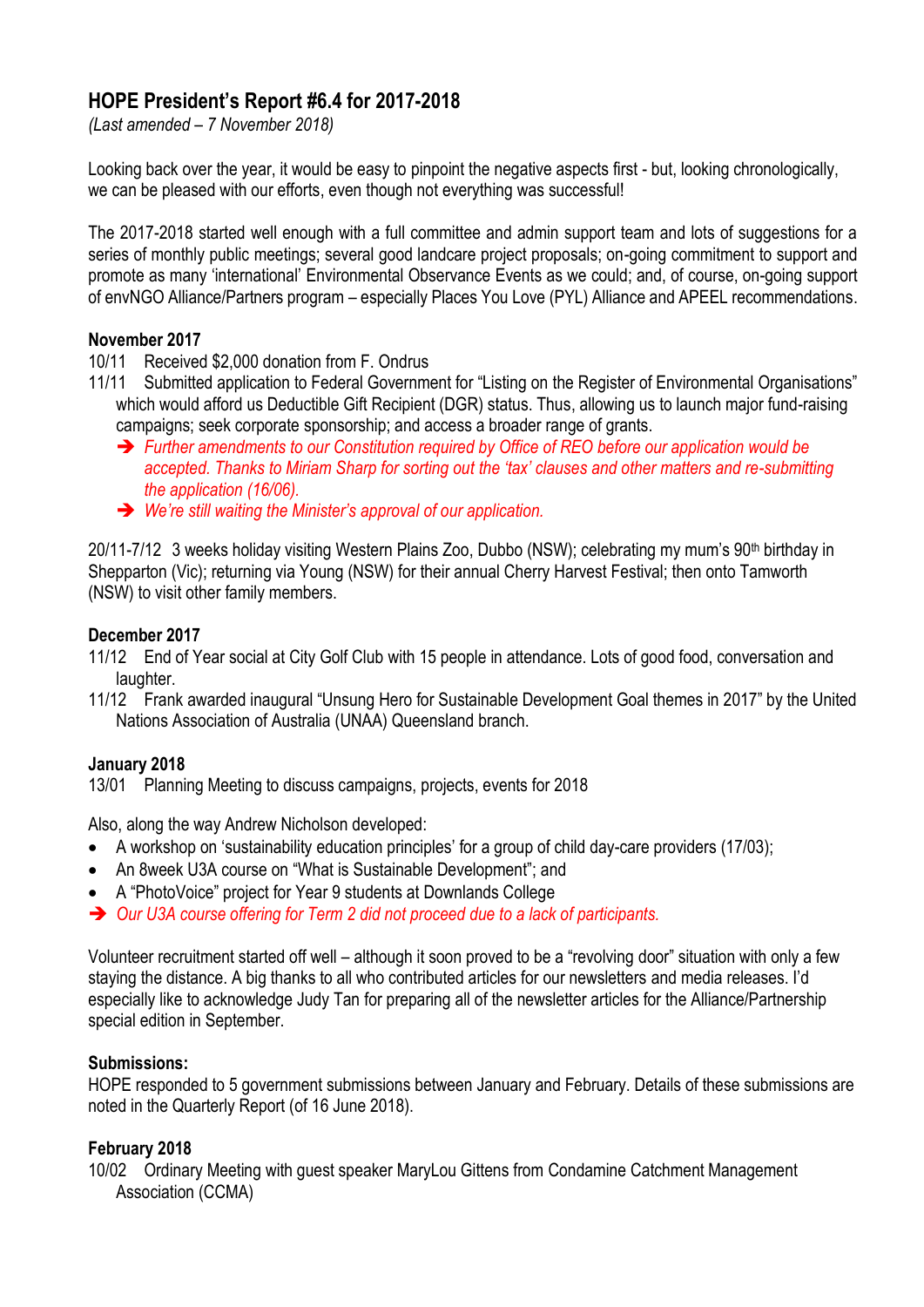## HOPE President's Report #6.4 for 2017-2018

*(Last amended – 7 November 2018)*

Looking back over the year, it would be easy to pinpoint the negative aspects first - but, looking chronologically, we can be pleased with our efforts, even though not everything was successful!

The 2017-2018 started well enough with a full committee and admin support team and lots of suggestions for a series of monthly public meetings; several good landcare project proposals; on-going commitment to support and promote as many 'international' Environmental Observance Events as we could; and, of course, on-going support of envNGO Alliance/Partners program – especially Places You Love (PYL) Alliance and APEEL recommendations.

**November 2017**

10/11 Received $2,000 donation from F. Ondrus

11/11 Submitted application to Federal Government for "Listing on the Register of Environmental Organisations" which would afford us Deductible Gift Recipient (DGR) status. Thus, allowing us to launch major fund-raising campaigns; seek corporate sponsorship; and access a broader range of grants.

- ➔ *Further amendments to our Constitution required by Office of REO before our application would be accepted. Thanks to Miriam Sharp for sorting out the 'tax' clauses and other matters and re-submitting the application (16/06).*
- ➔ *We're still waiting the Minister's approval of our application.*

20/11-7/12 3 weeks holiday visiting Western Plains Zoo, Dubbo (NSW); celebrating my mum's 90th birthday in Shepparton (Vic); returning via Young (NSW) for their annual Cherry Harvest Festival; then onto Tamworth (NSW) to visit other family members.

**December 2017**

11/12 End of Year social at City Golf Club with 15 people in attendance. Lots of good food, conversation and laughter.

11/12 Frank awarded inaugural "Unsung Hero for Sustainable Development Goal themes in 2017" by the United Nations Association of Australia (UNAA) Queensland branch.

**January 2018**

13/01 Planning Meeting to discuss campaigns, projects, events for 2018

Also, along the way Andrew Nicholson developed:

- A workshop on 'sustainability education principles' for a group of child day-care providers (17/03);
- An 8week U3A course on "What is Sustainable Development"; and
- A "PhotoVoice" project for Year 9 students at Downlands College

➔ *Our U3A course offering for Term 2 did not proceed due to a lack of participants.*

Volunteer recruitment started off well – although it soon proved to be a "revolving door" situation with only a few staying the distance. A big thanks to all who contributed articles for our newsletters and media releases. I'd especially like to acknowledge Judy Tan for preparing all of the newsletter articles for the Alliance/Partnership special edition in September.

**Submissions:**

HOPE responded to 5 government submissions between January and February. Details of these submissions are noted in the Quarterly Report (of 16 June 2018).

**February 2018**

10/02 Ordinary Meeting with guest speaker MaryLou Gittens from Condamine Catchment Management Association (CCMA)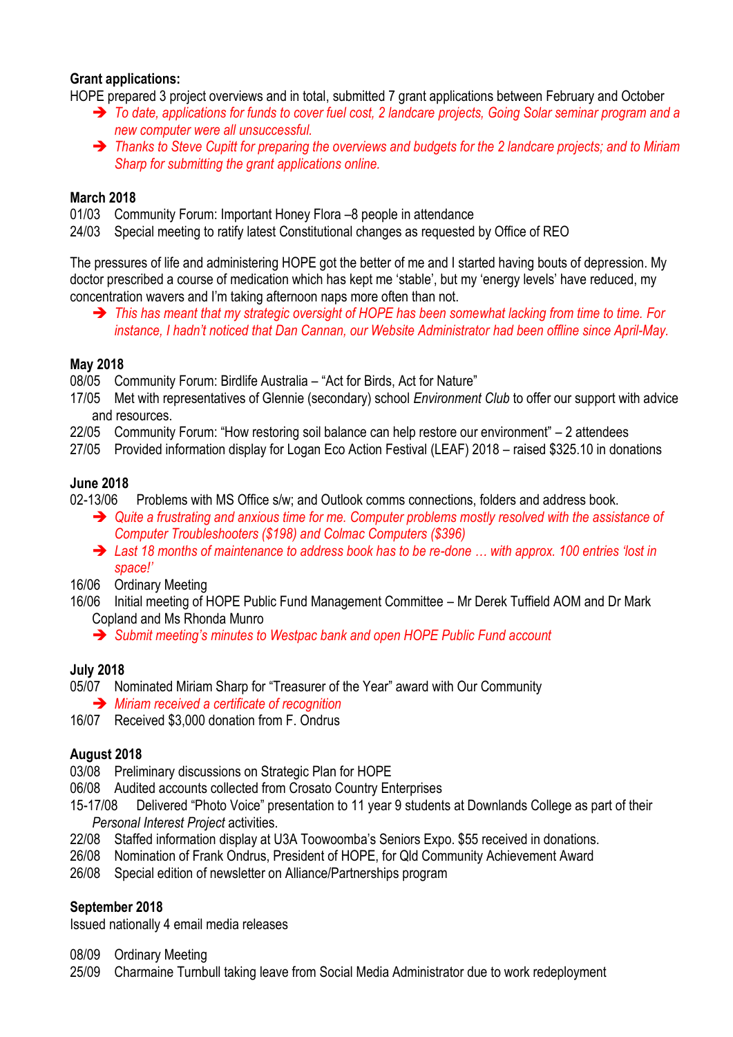**Grant applications:**

HOPE prepared 3 project overviews and in total, submitted 7 grant applications between February and October

- ➔ *To date, applications for funds to cover fuel cost, 2 landcare projects, Going Solar seminar program and a new computer were all unsuccessful.*
- ➔ *Thanks to Steve Cupitt for preparing the overviews and budgets for the 2 landcare projects; and to Miriam Sharp for submitting the grant applications online.*

**March 2018**

01/03 Community Forum: Important Honey Flora –8 people in attendance

24/03 Special meeting to ratify latest Constitutional changes as requested by Office of REO

The pressures of life and administering HOPE got the better of me and I started having bouts of depression. My doctor prescribed a course of medication which has kept me 'stable', but my 'energy levels' have reduced, my concentration wavers and I'm taking afternoon naps more often than not.

- ➔ *This has meant that my strategic oversight of HOPE has been somewhat lacking from time to time. For instance, I hadn't noticed that Dan Cannan, our Website Administrator had been offline since April-May.*

**May 2018**

08/05 Community Forum: Birdlife Australia – "Act for Birds, Act for Nature"

17/05 Met with representatives of Glennie (secondary) school *Environment Club* to offer our support with advice and resources.

22/05 Community Forum: "How restoring soil balance can help restore our environment" – 2 attendees

27/05 Provided information display for Logan Eco Action Festival (LEAF) 2018 – raised $325.10 in donations

**June 2018**

02-13/06 Problems with MS Office s/w; and Outlook comms connections, folders and address book.

- ➔ *Quite a frustrating and anxious time for me. Computer problems mostly resolved with the assistance of Computer Troubleshooters ($198) and Colmac Computers ($396)*
- ➔ *Last 18 months of maintenance to address book has to be re-done … with approx. 100 entries 'lost in space!'*

16/06 Ordinary Meeting

16/06 Initial meeting of HOPE Public Fund Management Committee – Mr Derek Tuffield AOM and Dr Mark Copland and Ms Rhonda Munro

- ➔ *Submit meeting's minutes to Westpac bank and open HOPE Public Fund account*

**July 2018**

05/07 Nominated Miriam Sharp for "Treasurer of the Year" award with Our Community

- ➔ *Miriam received a certificate of recognition*

16/07 Received $3,000 donation from F. Ondrus

**August 2018**

03/08 Preliminary discussions on Strategic Plan for HOPE

06/08 Audited accounts collected from Crosato Country Enterprises

15-17/08 Delivered "Photo Voice" presentation to 11 year 9 students at Downlands College as part of their *Personal Interest Project* activities.

22/08 Staffed information display at U3A Toowoomba's Seniors Expo. $55 received in donations.

26/08 Nomination of Frank Ondrus, President of HOPE, for Qld Community Achievement Award

26/08 Special edition of newsletter on Alliance/Partnerships program

**September 2018**

Issued nationally 4 email media releases

08/09 Ordinary Meeting

25/09 Charmaine Turnbull taking leave from Social Media Administrator due to work redeployment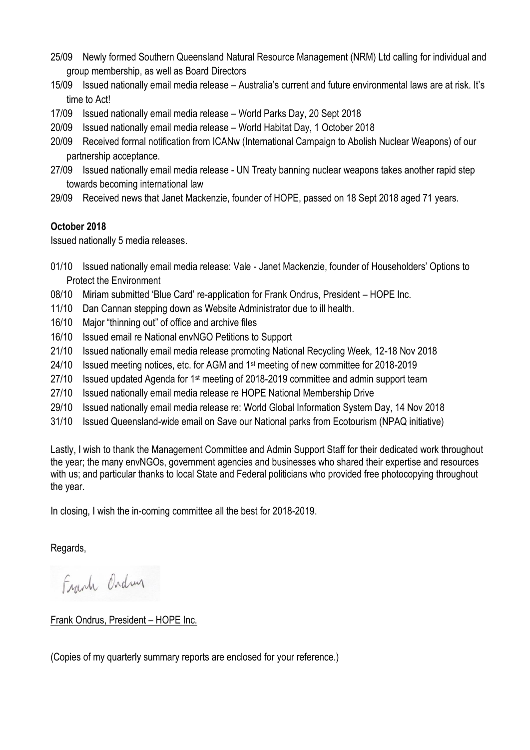25/09 Newly formed Southern Queensland Natural Resource Management (NRM) Ltd calling for individual and group membership, as well as Board Directors

15/09 Issued nationally email media release – Australia's current and future environmental laws are at risk. It's time to Act!

17/09 Issued nationally email media release – World Parks Day, 20 Sept 2018

20/09 Issued nationally email media release – World Habitat Day, 1 October 2018

20/09 Received formal notification from ICANw (International Campaign to Abolish Nuclear Weapons) of our partnership acceptance.

27/09 Issued nationally email media release - UN Treaty banning nuclear weapons takes another rapid step towards becoming international law

29/09 Received news that Janet Mackenzie, founder of HOPE, passed on 18 Sept 2018 aged 71 years.

**October 2018**

Issued nationally 5 media releases.

01/10 Issued nationally email media release: Vale - Janet Mackenzie, founder of Householders' Options to Protect the Environment

08/10 Miriam submitted 'Blue Card' re-application for Frank Ondrus, President – HOPE Inc.

11/10 Dan Cannan stepping down as Website Administrator due to ill health.

16/10 Major "thinning out" of office and archive files

16/10 Issued email re National envNGO Petitions to Support

21/10 Issued nationally email media release promoting National Recycling Week, 12-18 Nov 2018

24/10 Issued meeting notices, etc. for AGM and 1st meeting of new committee for 2018-2019

27/10 Issued updated Agenda for 1st meeting of 2018-2019 committee and admin support team

27/10 Issued nationally email media release re HOPE National Membership Drive

29/10 Issued nationally email media release re: World Global Information System Day, 14 Nov 2018

31/10 Issued Queensland-wide email on Save our National parks from Ecotourism (NPAQ initiative)

Lastly, I wish to thank the Management Committee and Admin Support Staff for their dedicated work throughout the year; the many envNGOs, government agencies and businesses who shared their expertise and resources with us; and particular thanks to local State and Federal politicians who provided free photocopying throughout the year.

In closing, I wish the in-coming committee all the best for 2018-2019.

Regards,

Frank Ondrus

Frank Ondrus, President – HOPE Inc.

(Copies of my quarterly summary reports are enclosed for your reference.)